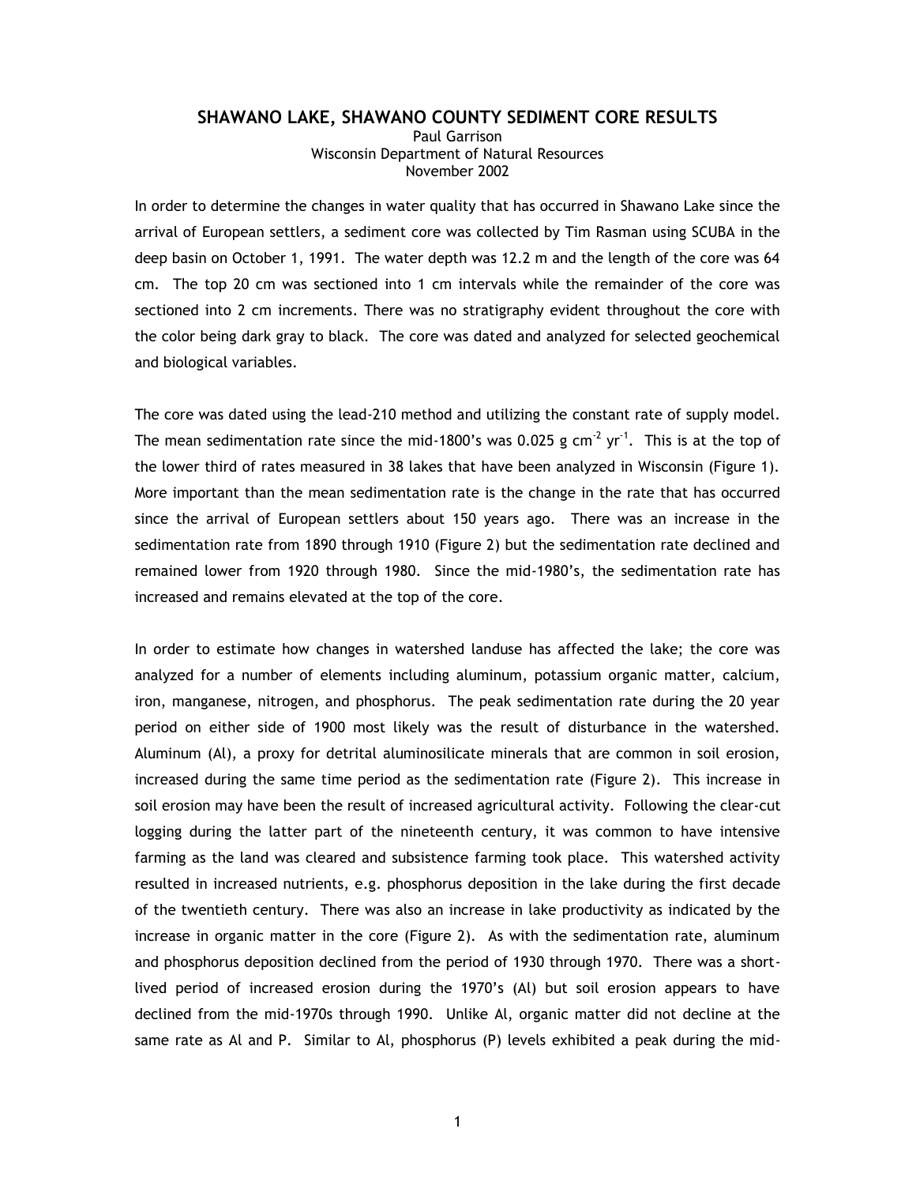# SHAWANO LAKE, SHAWANO COUNTY SEDIMENT CORE RESULTS

Paul Garrison
Wisconsin Department of Natural Resources
November 2002

In order to determine the changes in water quality that has occurred in Shawano Lake since the arrival of European settlers, a sediment core was collected by Tim Rasman using SCUBA in the deep basin on October 1, 1991. The water depth was 12.2 m and the length of the core was 64 cm. The top 20 cm was sectioned into 1 cm intervals while the remainder of the core was sectioned into 2 cm increments. There was no stratigraphy evident throughout the core with the color being dark gray to black. The core was dated and analyzed for selected geochemical and biological variables.

The core was dated using the lead-210 method and utilizing the constant rate of supply model. The mean sedimentation rate since the mid-1800's was 0.025 g $cm^{-2}$ $yr^{-1}$. This is at the top of the lower third of rates measured in 38 lakes that have been analyzed in Wisconsin (Figure 1). More important than the mean sedimentation rate is the change in the rate that has occurred since the arrival of European settlers about 150 years ago. There was an increase in the sedimentation rate from 1890 through 1910 (Figure 2) but the sedimentation rate declined and remained lower from 1920 through 1980. Since the mid-1980's, the sedimentation rate has increased and remains elevated at the top of the core.

In order to estimate how changes in watershed landuse has affected the lake; the core was analyzed for a number of elements including aluminum, potassium organic matter, calcium, iron, manganese, nitrogen, and phosphorus. The peak sedimentation rate during the 20 year period on either side of 1900 most likely was the result of disturbance in the watershed. Aluminum (Al), a proxy for detrital aluminosilicate minerals that are common in soil erosion, increased during the same time period as the sedimentation rate (Figure 2). This increase in soil erosion may have been the result of increased agricultural activity. Following the clear-cut logging during the latter part of the nineteenth century, it was common to have intensive farming as the land was cleared and subsistence farming took place. This watershed activity resulted in increased nutrients, e.g. phosphorus deposition in the lake during the first decade of the twentieth century. There was also an increase in lake productivity as indicated by the increase in organic matter in the core (Figure 2). As with the sedimentation rate, aluminum and phosphorus deposition declined from the period of 1930 through 1970. There was a short-lived period of increased erosion during the 1970's (Al) but soil erosion appears to have declined from the mid-1970s through 1990. Unlike Al, organic matter did not decline at the same rate as Al and P. Similar to Al, phosphorus (P) levels exhibited a peak during the mid-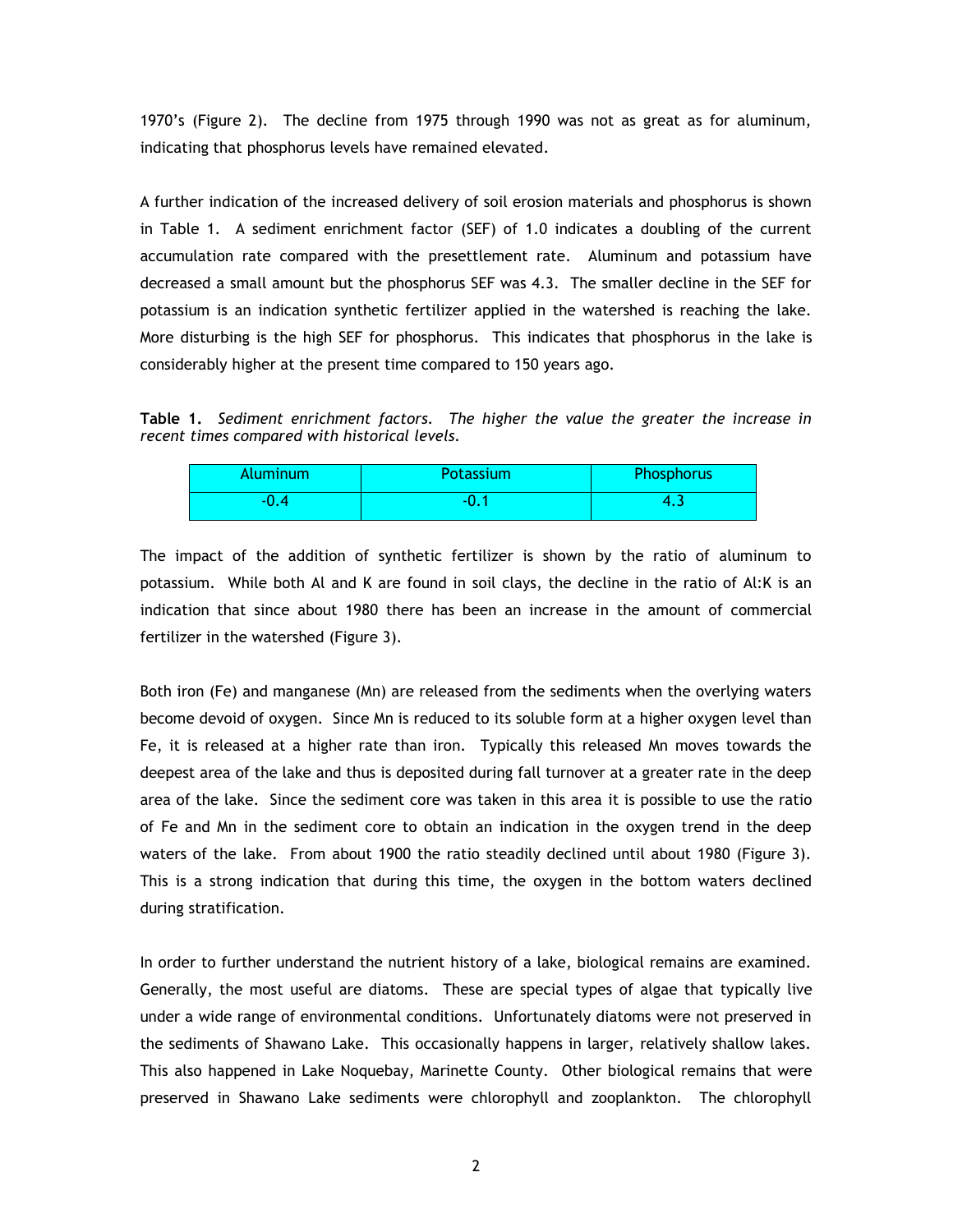1970's (Figure 2). The decline from 1975 through 1990 was not as great as for aluminum, indicating that phosphorus levels have remained elevated.

A further indication of the increased delivery of soil erosion materials and phosphorus is shown in Table 1. A sediment enrichment factor (SEF) of 1.0 indicates a doubling of the current accumulation rate compared with the presettlement rate. Aluminum and potassium have decreased a small amount but the phosphorus SEF was 4.3. The smaller decline in the SEF for potassium is an indication synthetic fertilizer applied in the watershed is reaching the lake. More disturbing is the high SEF for phosphorus. This indicates that phosphorus in the lake is considerably higher at the present time compared to 150 years ago.

**Table 1.** *Sediment enrichment factors. The higher the value the greater the increase in recent times compared with historical levels.*

| Aluminum | Potassium | Phosphorus |
|---|---|---|
| -0.4 | -0.1 | 4.3 |

The impact of the addition of synthetic fertilizer is shown by the ratio of aluminum to potassium. While both Al and K are found in soil clays, the decline in the ratio of Al:K is an indication that since about 1980 there has been an increase in the amount of commercial fertilizer in the watershed (Figure 3).

Both iron (Fe) and manganese (Mn) are released from the sediments when the overlying waters become devoid of oxygen. Since Mn is reduced to its soluble form at a higher oxygen level than Fe, it is released at a higher rate than iron. Typically this released Mn moves towards the deepest area of the lake and thus is deposited during fall turnover at a greater rate in the deep area of the lake. Since the sediment core was taken in this area it is possible to use the ratio of Fe and Mn in the sediment core to obtain an indication in the oxygen trend in the deep waters of the lake. From about 1900 the ratio steadily declined until about 1980 (Figure 3). This is a strong indication that during this time, the oxygen in the bottom waters declined during stratification.

In order to further understand the nutrient history of a lake, biological remains are examined. Generally, the most useful are diatoms. These are special types of algae that typically live under a wide range of environmental conditions. Unfortunately diatoms were not preserved in the sediments of Shawano Lake. This occasionally happens in larger, relatively shallow lakes. This also happened in Lake Noquebay, Marinette County. Other biological remains that were preserved in Shawano Lake sediments were chlorophyll and zooplankton. The chlorophyll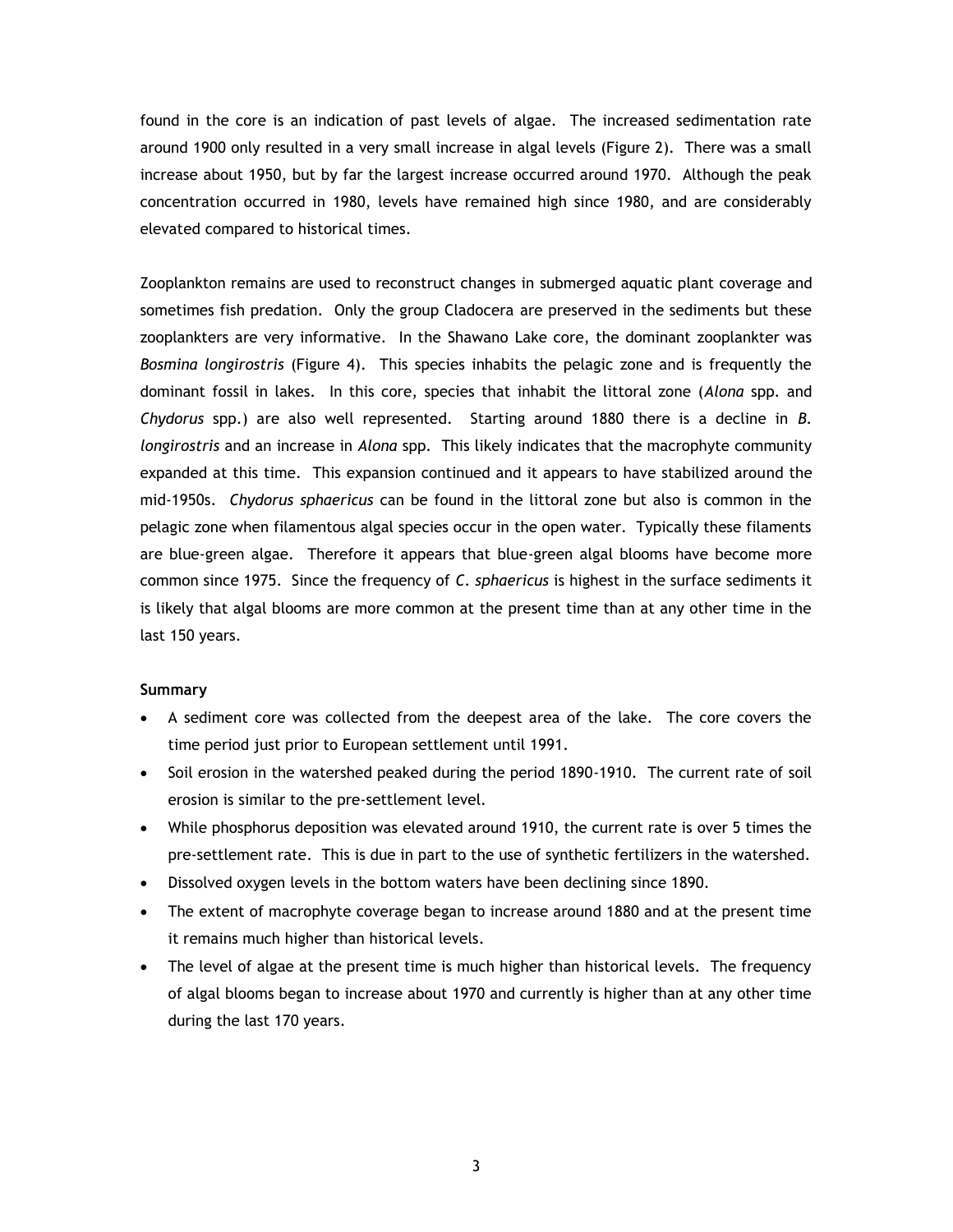found in the core is an indication of past levels of algae. The increased sedimentation rate around 1900 only resulted in a very small increase in algal levels (Figure 2). There was a small increase about 1950, but by far the largest increase occurred around 1970. Although the peak concentration occurred in 1980, levels have remained high since 1980, and are considerably elevated compared to historical times.

Zooplankton remains are used to reconstruct changes in submerged aquatic plant coverage and sometimes fish predation. Only the group Cladocera are preserved in the sediments but these zooplankters are very informative. In the Shawano Lake core, the dominant zooplankter was *Bosmina longirostris* (Figure 4). This species inhabits the pelagic zone and is frequently the dominant fossil in lakes. In this core, species that inhabit the littoral zone (*Alona* spp. and *Chydorus* spp.) are also well represented. Starting around 1880 there is a decline in *B. longirostris* and an increase in *Alona* spp. This likely indicates that the macrophyte community expanded at this time. This expansion continued and it appears to have stabilized around the mid-1950s. *Chydorus sphaericus* can be found in the littoral zone but also is common in the pelagic zone when filamentous algal species occur in the open water. Typically these filaments are blue-green algae. Therefore it appears that blue-green algal blooms have become more common since 1975. Since the frequency of *C. sphaericus* is highest in the surface sediments it is likely that algal blooms are more common at the present time than at any other time in the last 150 years.

**Summary**

- A sediment core was collected from the deepest area of the lake. The core covers the time period just prior to European settlement until 1991.
- Soil erosion in the watershed peaked during the period 1890-1910. The current rate of soil erosion is similar to the pre-settlement level.
- While phosphorus deposition was elevated around 1910, the current rate is over 5 times the pre-settlement rate. This is due in part to the use of synthetic fertilizers in the watershed.
- Dissolved oxygen levels in the bottom waters have been declining since 1890.
- The extent of macrophyte coverage began to increase around 1880 and at the present time it remains much higher than historical levels.
- The level of algae at the present time is much higher than historical levels. The frequency of algal blooms began to increase about 1970 and currently is higher than at any other time during the last 170 years.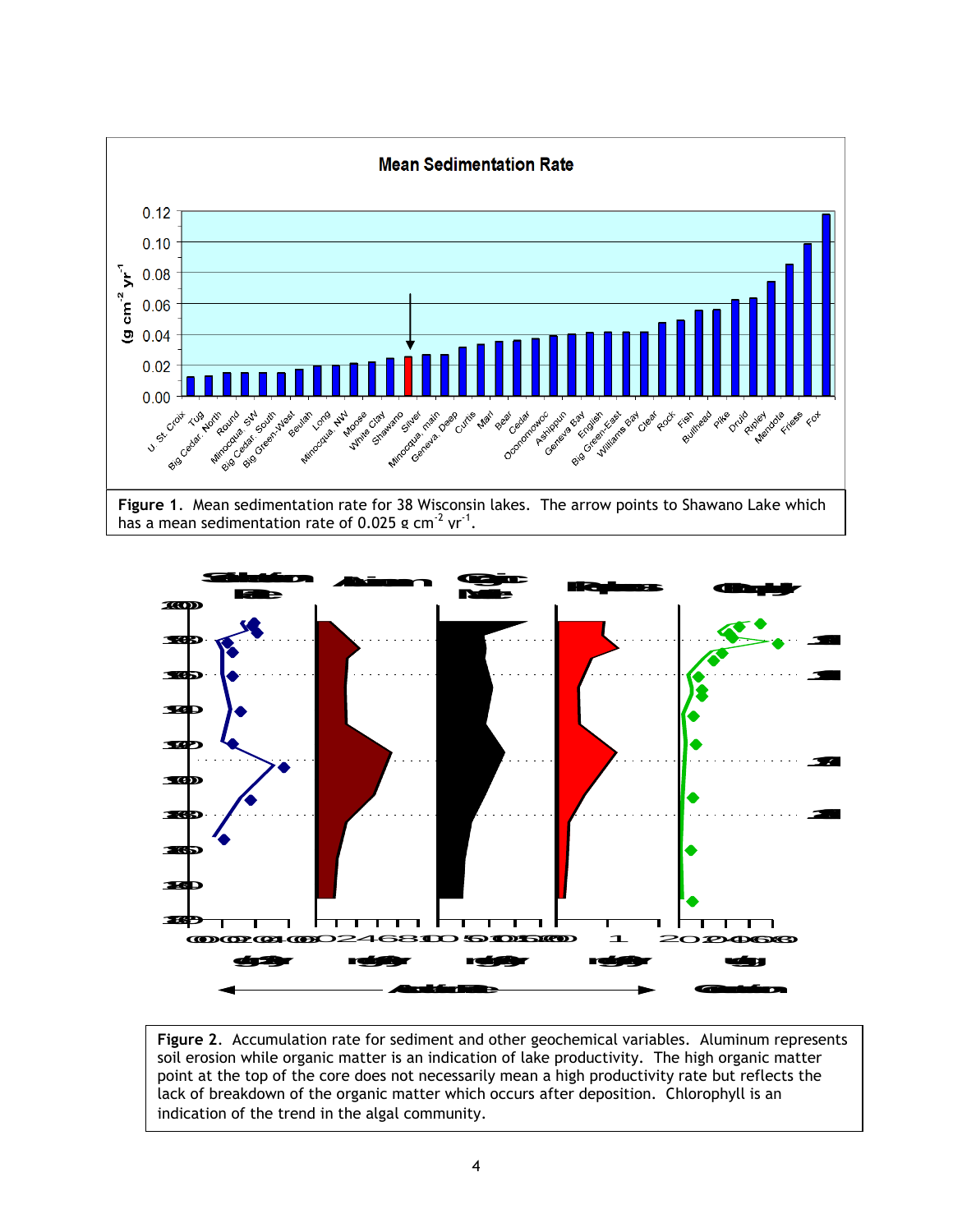**Figure 1**. Mean sedimentation rate for 38 Wisconsin lakes. The arrow points to Shawano Lake which has a mean sedimentation rate of 0.025 g $cm^{-2}$ $yr^{-1}$.

**Figure 2**. Accumulation rate for sediment and other geochemical variables. Aluminum represents soil erosion while organic matter is an indication of lake productivity. The high organic matter point at the top of the core does not necessarily mean a high productivity rate but reflects the lack of breakdown of the organic matter which occurs after deposition. Chlorophyll is an indication of the trend in the algal community.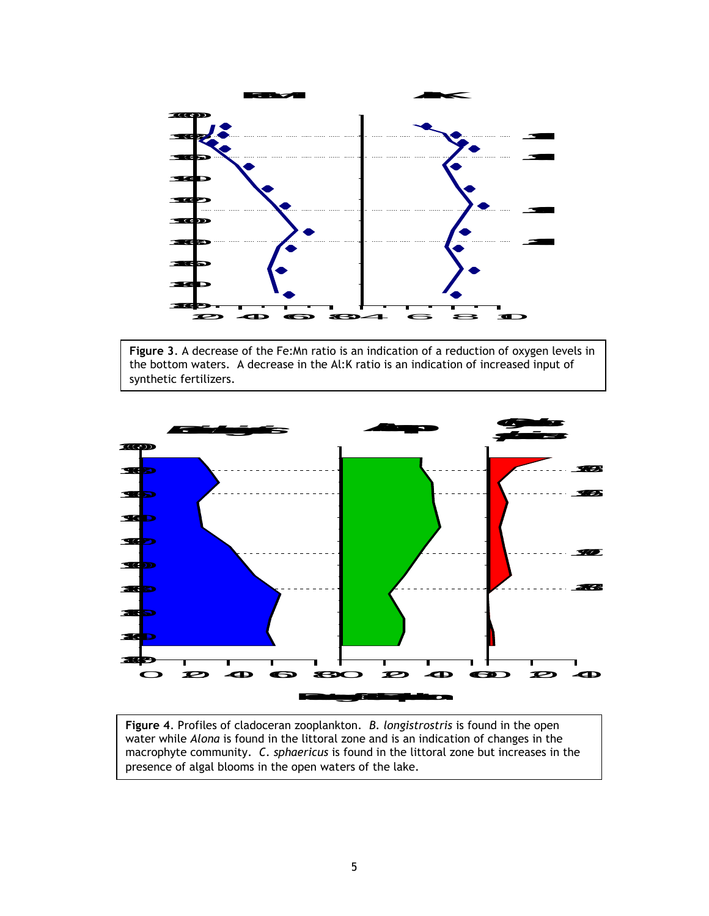**Figure 3**. A decrease of the Fe:Mn ratio is an indication of a reduction of oxygen levels in the bottom waters. A decrease in the Al:K ratio is an indication of increased input of synthetic fertilizers.

**Figure 4**. Profiles of cladoceran zooplankton. *B. longistrostris* is found in the open water while *Alona* is found in the littoral zone and is an indication of changes in the macrophyte community. *C. sphaericus* is found in the littoral zone but increases in the presence of algal blooms in the open waters of the lake.